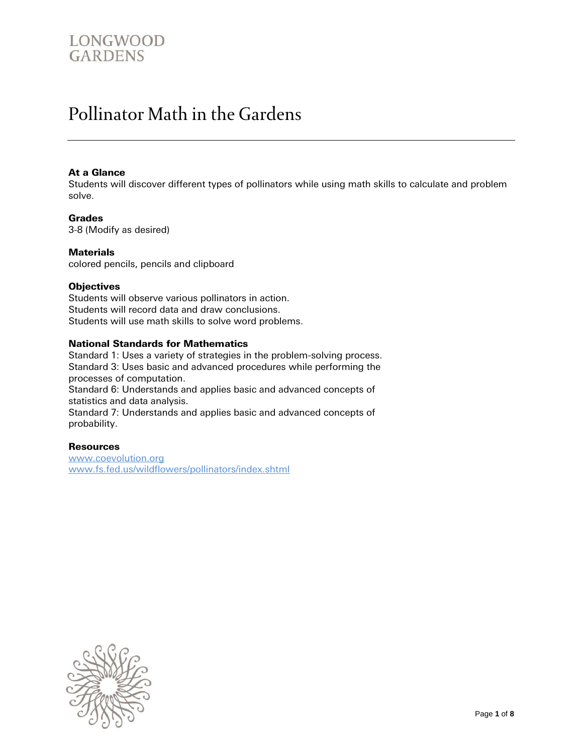LONGWOOD GARDENS

# Pollinator Math in the Gardens

### At a Glance

Students will discover different types of pollinators while using math skills to calculate and problem solve.

### Grades

3-8 (Modify as desired)

### Materials

colored pencils, pencils and clipboard

### Objectives

Students will observe various pollinators in action.
Students will record data and draw conclusions.
Students will use math skills to solve word problems.

### National Standards for Mathematics

Standard 1: Uses a variety of strategies in the problem-solving process.
Standard 3: Uses basic and advanced procedures while performing the processes of computation.
Standard 6: Understands and applies basic and advanced concepts of statistics and data analysis.
Standard 7: Understands and applies basic and advanced concepts of probability.

### Resources

www.coevolution.org
www.fs.fed.us/wildflowers/pollinators/index.shtml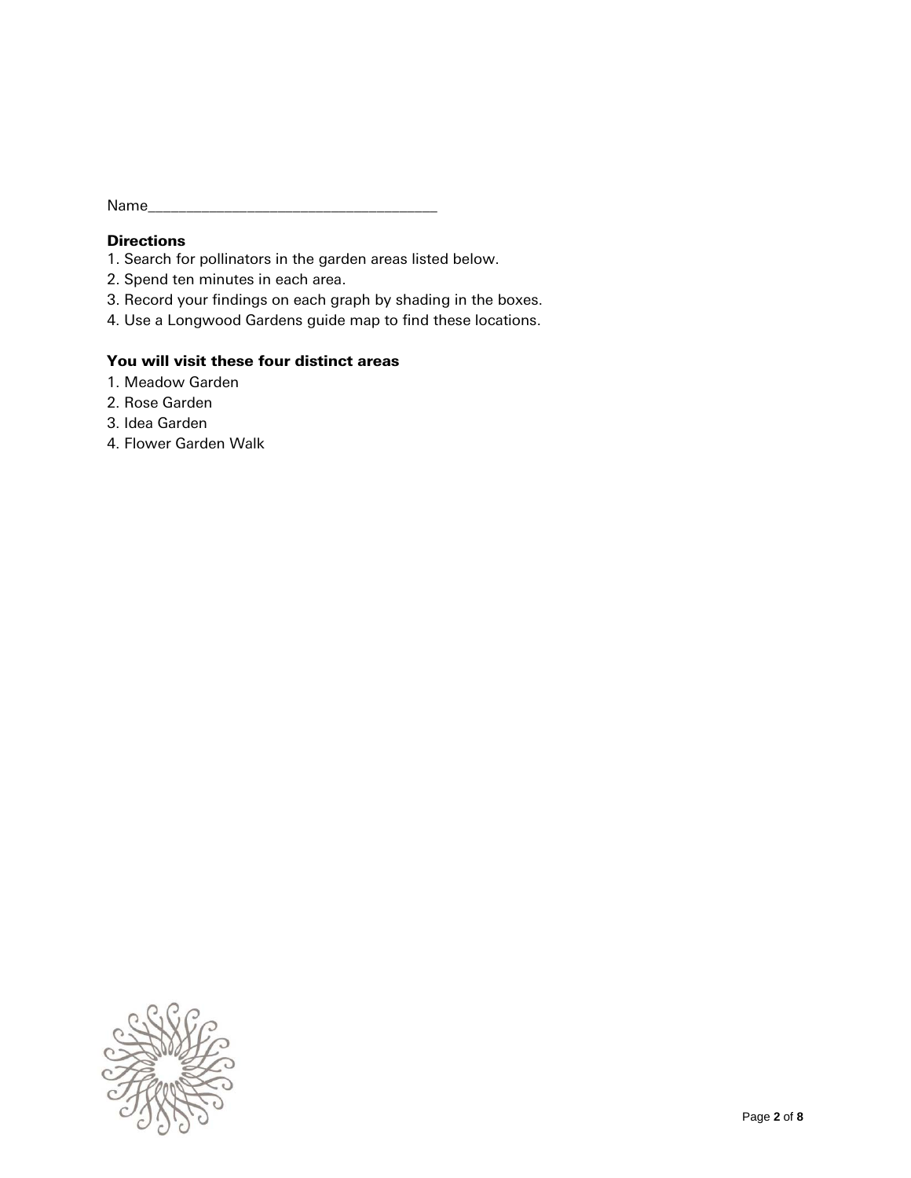Name_______________________________________

**Directions**

1. Search for pollinators in the garden areas listed below.
2. Spend ten minutes in each area.
3. Record your findings on each graph by shading in the boxes.
4. Use a Longwood Gardens guide map to find these locations.

**You will visit these four distinct areas**

1. Meadow Garden
2. Rose Garden
3. Idea Garden
4. Flower Garden Walk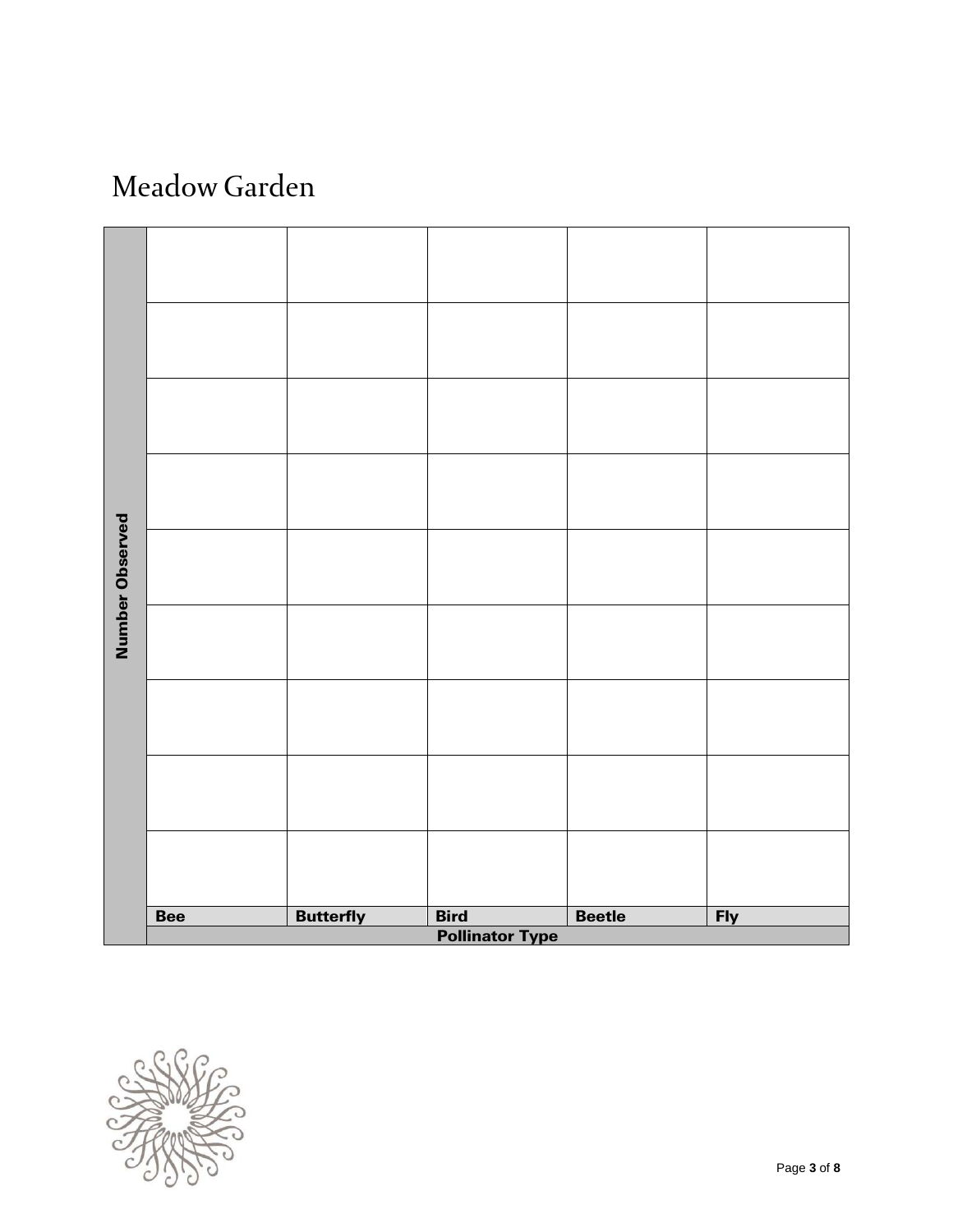# Meadow Garden

| Number Observed | | | | | |
|---|---|---|---|---|---|
| | | | | | |
| | | | | | |
| | | | | | |
| | | | | | |
| | | | | | |
| | | | | | |
| | | | | | |
| | | | | | |
| | | | | | |
| | **Bee** | **Butterfly** | **Bird** | **Beetle** | **Fly** |
| | **Pollinator Type** | | | | |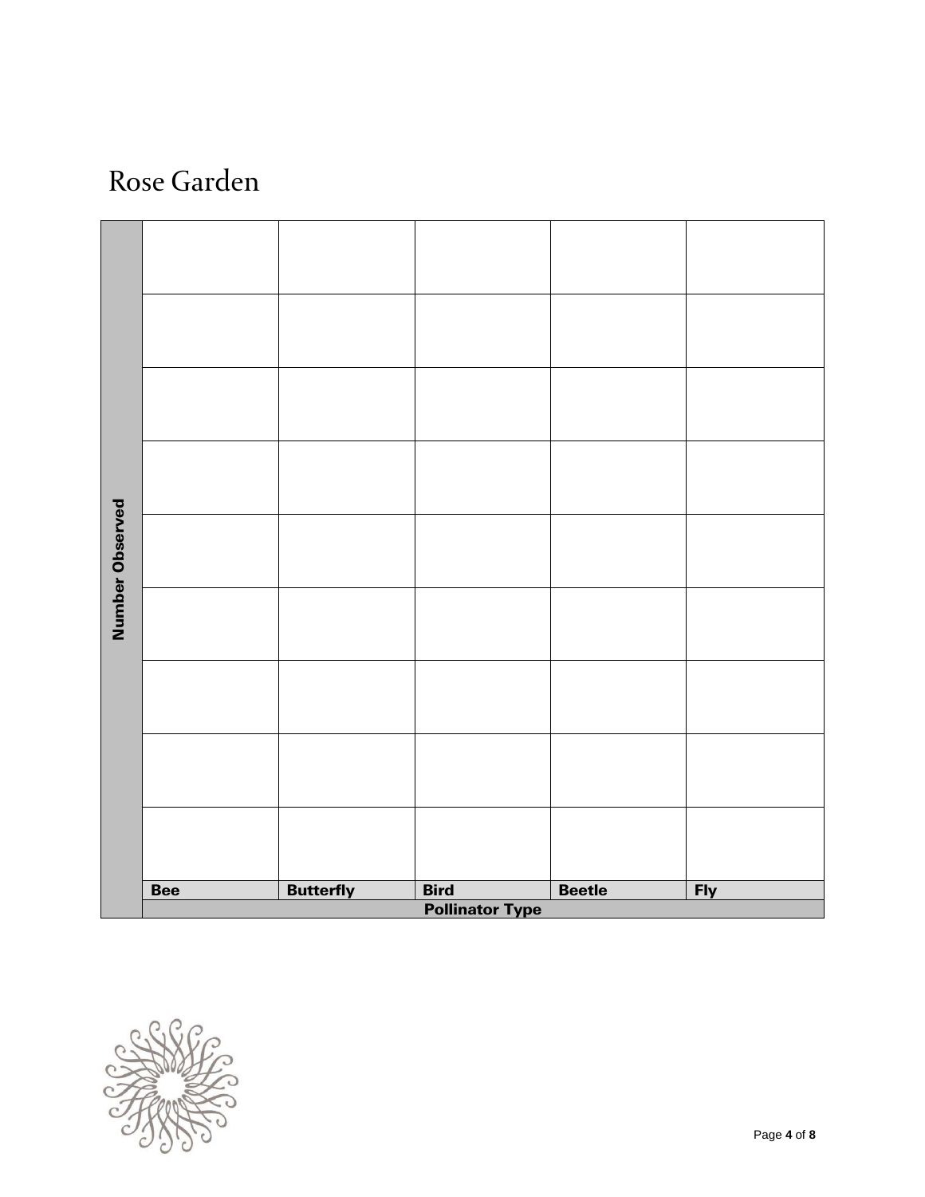# Rose Garden

| Number Observed | | | | | |
|---|---|---|---|---|---|
| | | | | | |
| | | | | | |
| | | | | | |
| | | | | | |
| | | | | | |
| | | | | | |
| | | | | | |
| | | | | | |
| | | | | | |
| | **Bee** | **Butterfly** | **Bird** | **Beetle** | **Fly** |
| | **Pollinator Type** | | | | |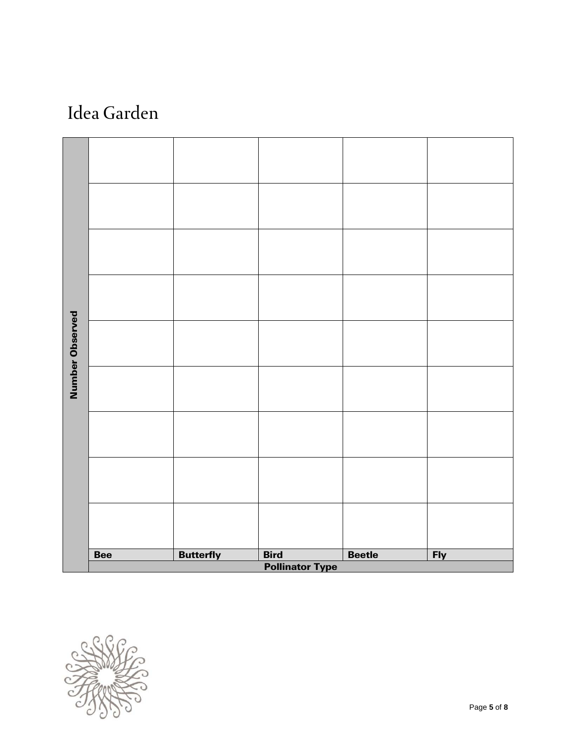# Idea Garden

| Number Observed | Bee | Butterfly | Bird | Beetle | Fly |
|---|---|---|---|---|---|
| | | | | | |
| | | | | | |
| | | | | | |
| | | | | | |
| | | | | | |
| | | | | | |
| | | | | | |
| | | | | | |
| | | | | | |
| | Pollinator Type | | | | |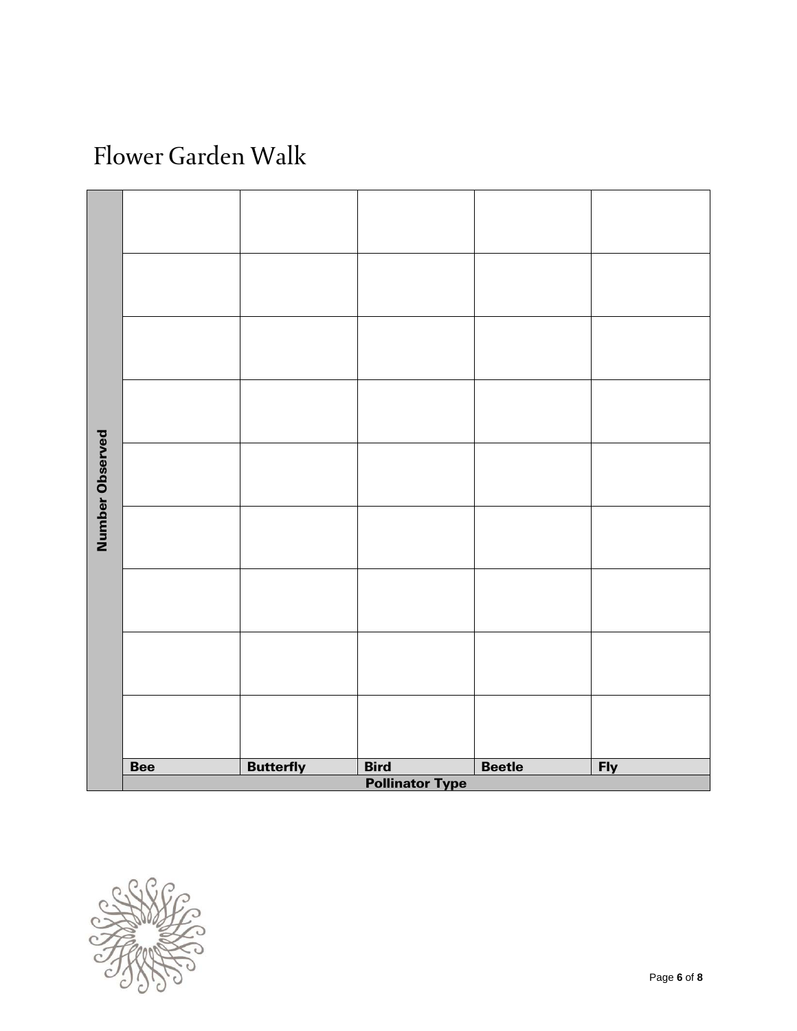# Flower Garden Walk

| Number Observed | | | | | |
|---|---|---|---|---|---|
| | | | | | |
| | | | | | |
| | | | | | |
| | | | | | |
| | | | | | |
| | | | | | |
| | | | | | |
| | | | | | |
| | | | | | |
| | **Bee** | **Butterfly** | **Bird** | **Beetle** | **Fly** |
| | **Pollinator Type** | | | | |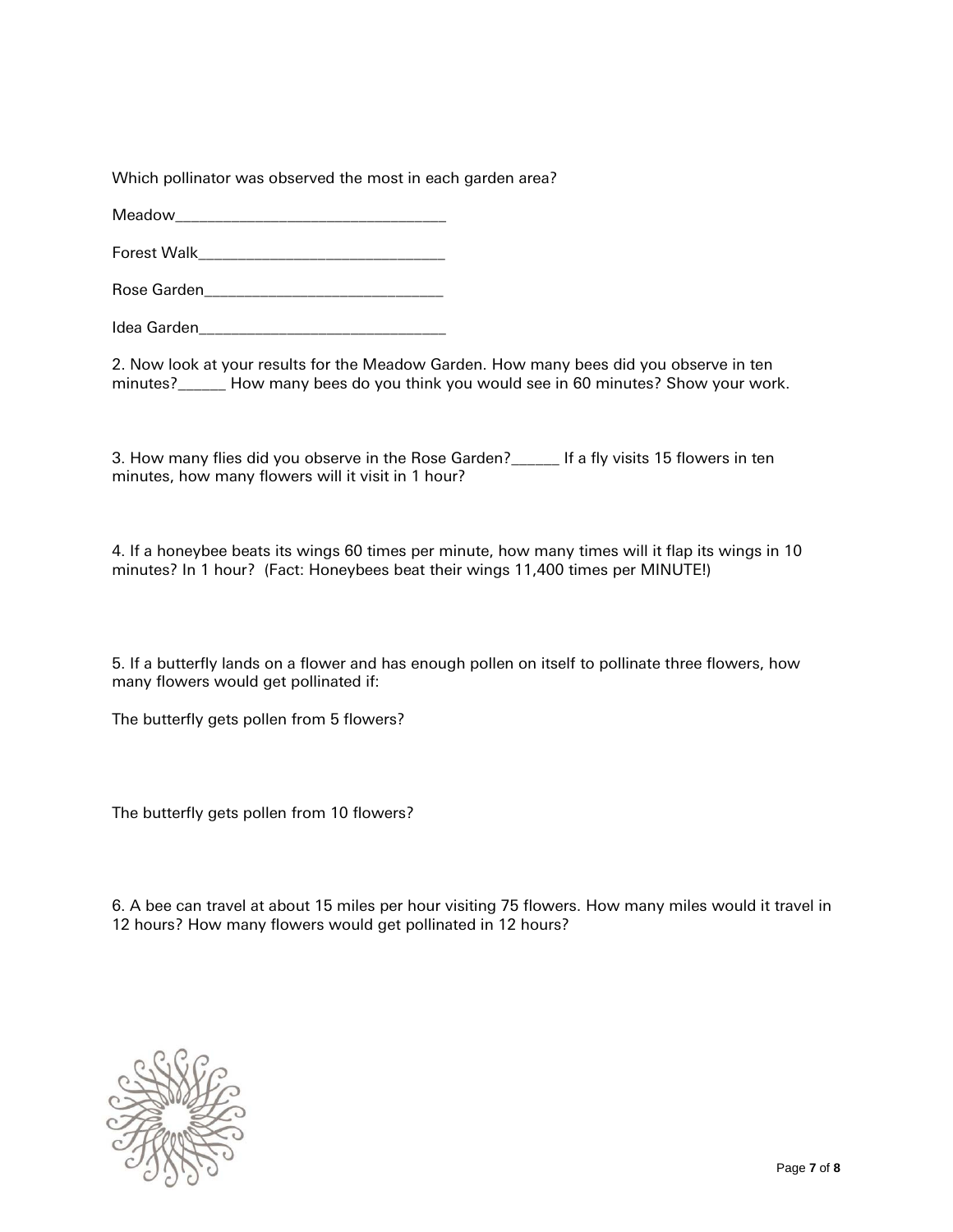Which pollinator was observed the most in each garden area?

Meadow_________________________________

Forest Walk______________________________

Rose Garden_____________________________

Idea Garden______________________________

2. Now look at your results for the Meadow Garden. How many bees did you observe in ten minutes?______ How many bees do you think you would see in 60 minutes? Show your work.

3. How many flies did you observe in the Rose Garden?______ If a fly visits 15 flowers in ten minutes, how many flowers will it visit in 1 hour?

4. If a honeybee beats its wings 60 times per minute, how many times will it flap its wings in 10 minutes? In 1 hour? (Fact: Honeybees beat their wings 11,400 times per MINUTE!)

5. If a butterfly lands on a flower and has enough pollen on itself to pollinate three flowers, how many flowers would get pollinated if:

The butterfly gets pollen from 5 flowers?

The butterfly gets pollen from 10 flowers?

6. A bee can travel at about 15 miles per hour visiting 75 flowers. How many miles would it travel in 12 hours? How many flowers would get pollinated in 12 hours?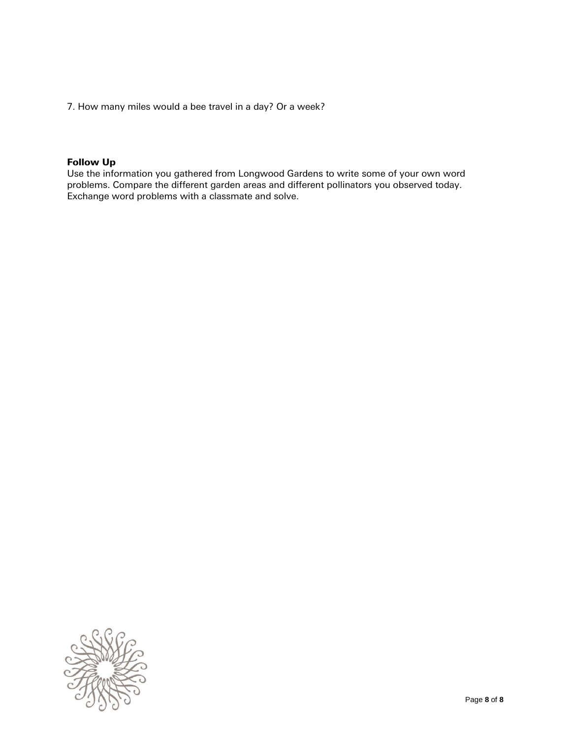7. How many miles would a bee travel in a day? Or a week?

### Follow Up

Use the information you gathered from Longwood Gardens to write some of your own word problems. Compare the different garden areas and different pollinators you observed today. Exchange word problems with a classmate and solve.